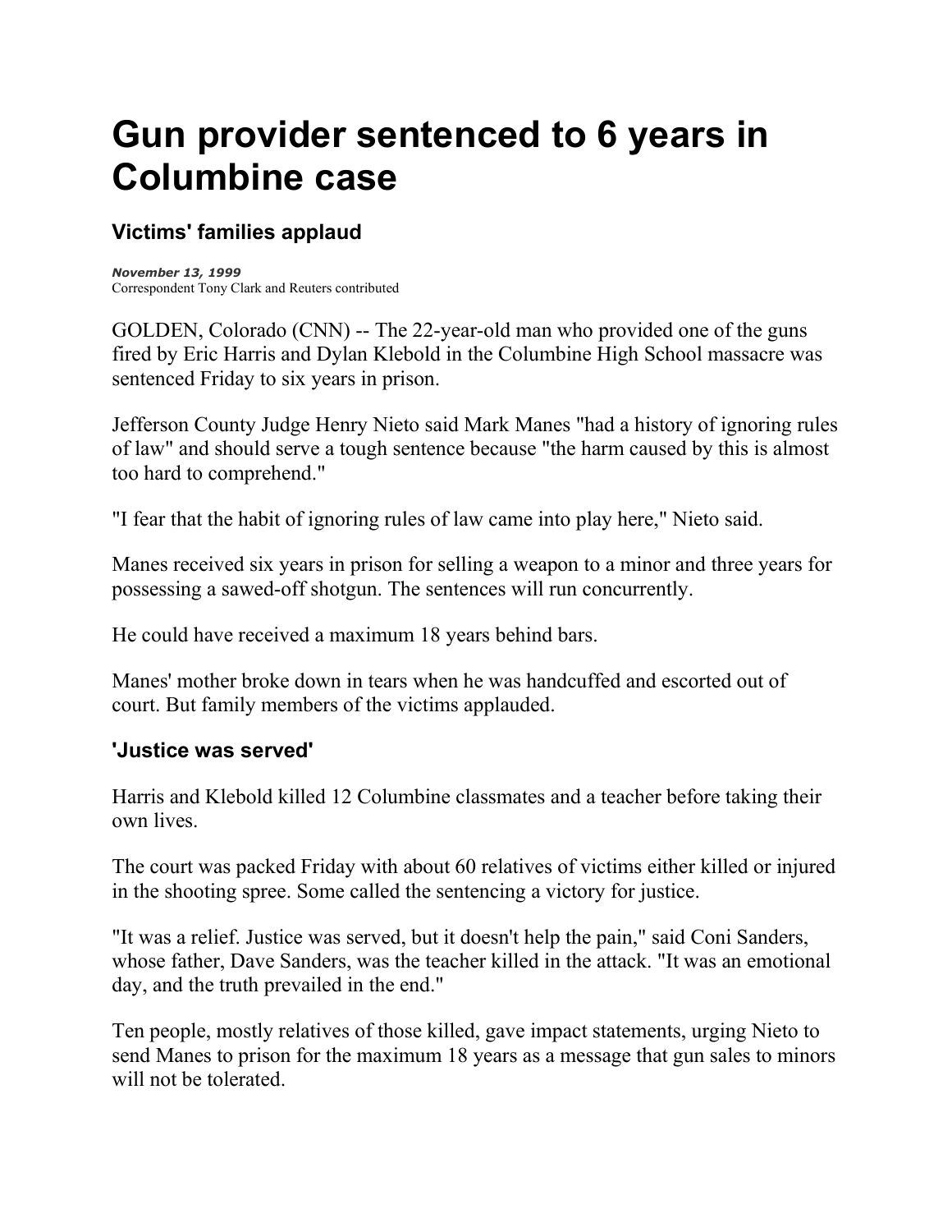# Gun provider sentenced to 6 years in Columbine case

## Victims' families applaud

***November 13, 1999***
Correspondent Tony Clark and Reuters contributed

GOLDEN, Colorado (CNN) -- The 22-year-old man who provided one of the guns fired by Eric Harris and Dylan Klebold in the Columbine High School massacre was sentenced Friday to six years in prison.

Jefferson County Judge Henry Nieto said Mark Manes "had a history of ignoring rules of law" and should serve a tough sentence because "the harm caused by this is almost too hard to comprehend."

"I fear that the habit of ignoring rules of law came into play here," Nieto said.

Manes received six years in prison for selling a weapon to a minor and three years for possessing a sawed-off shotgun. The sentences will run concurrently.

He could have received a maximum 18 years behind bars.

Manes' mother broke down in tears when he was handcuffed and escorted out of court. But family members of the victims applauded.

### 'Justice was served'

Harris and Klebold killed 12 Columbine classmates and a teacher before taking their own lives.

The court was packed Friday with about 60 relatives of victims either killed or injured in the shooting spree. Some called the sentencing a victory for justice.

"It was a relief. Justice was served, but it doesn't help the pain," said Coni Sanders, whose father, Dave Sanders, was the teacher killed in the attack. "It was an emotional day, and the truth prevailed in the end."

Ten people, mostly relatives of those killed, gave impact statements, urging Nieto to send Manes to prison for the maximum 18 years as a message that gun sales to minors will not be tolerated.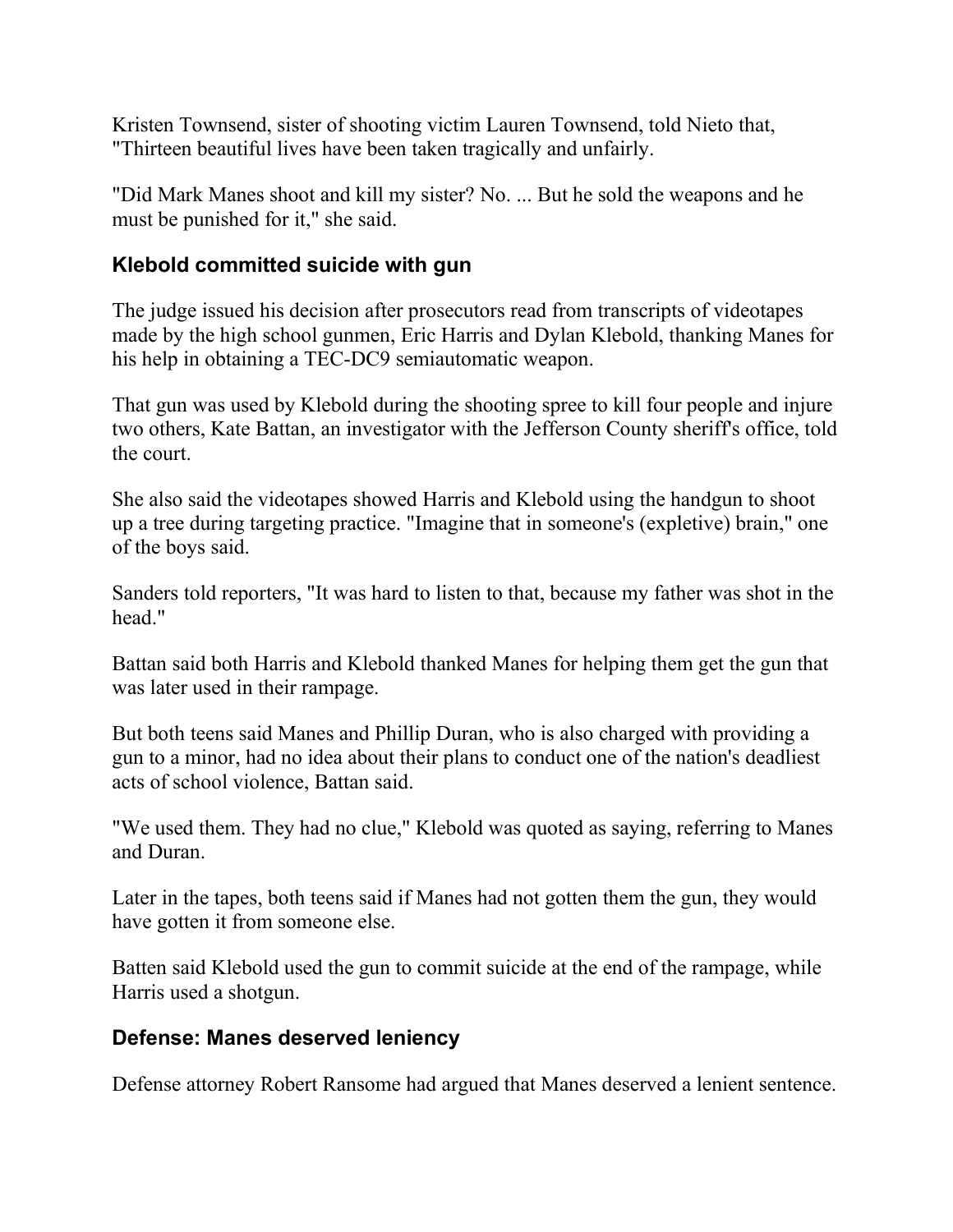Kristen Townsend, sister of shooting victim Lauren Townsend, told Nieto that, "Thirteen beautiful lives have been taken tragically and unfairly.

"Did Mark Manes shoot and kill my sister? No. ... But he sold the weapons and he must be punished for it," she said.

## Klebold committed suicide with gun

The judge issued his decision after prosecutors read from transcripts of videotapes made by the high school gunmen, Eric Harris and Dylan Klebold, thanking Manes for his help in obtaining a TEC-DC9 semiautomatic weapon.

That gun was used by Klebold during the shooting spree to kill four people and injure two others, Kate Battan, an investigator with the Jefferson County sheriff's office, told the court.

She also said the videotapes showed Harris and Klebold using the handgun to shoot up a tree during targeting practice. "Imagine that in someone's (expletive) brain," one of the boys said.

Sanders told reporters, "It was hard to listen to that, because my father was shot in the head."

Battan said both Harris and Klebold thanked Manes for helping them get the gun that was later used in their rampage.

But both teens said Manes and Phillip Duran, who is also charged with providing a gun to a minor, had no idea about their plans to conduct one of the nation's deadliest acts of school violence, Battan said.

"We used them. They had no clue," Klebold was quoted as saying, referring to Manes and Duran.

Later in the tapes, both teens said if Manes had not gotten them the gun, they would have gotten it from someone else.

Batten said Klebold used the gun to commit suicide at the end of the rampage, while Harris used a shotgun.

## Defense: Manes deserved leniency

Defense attorney Robert Ransome had argued that Manes deserved a lenient sentence.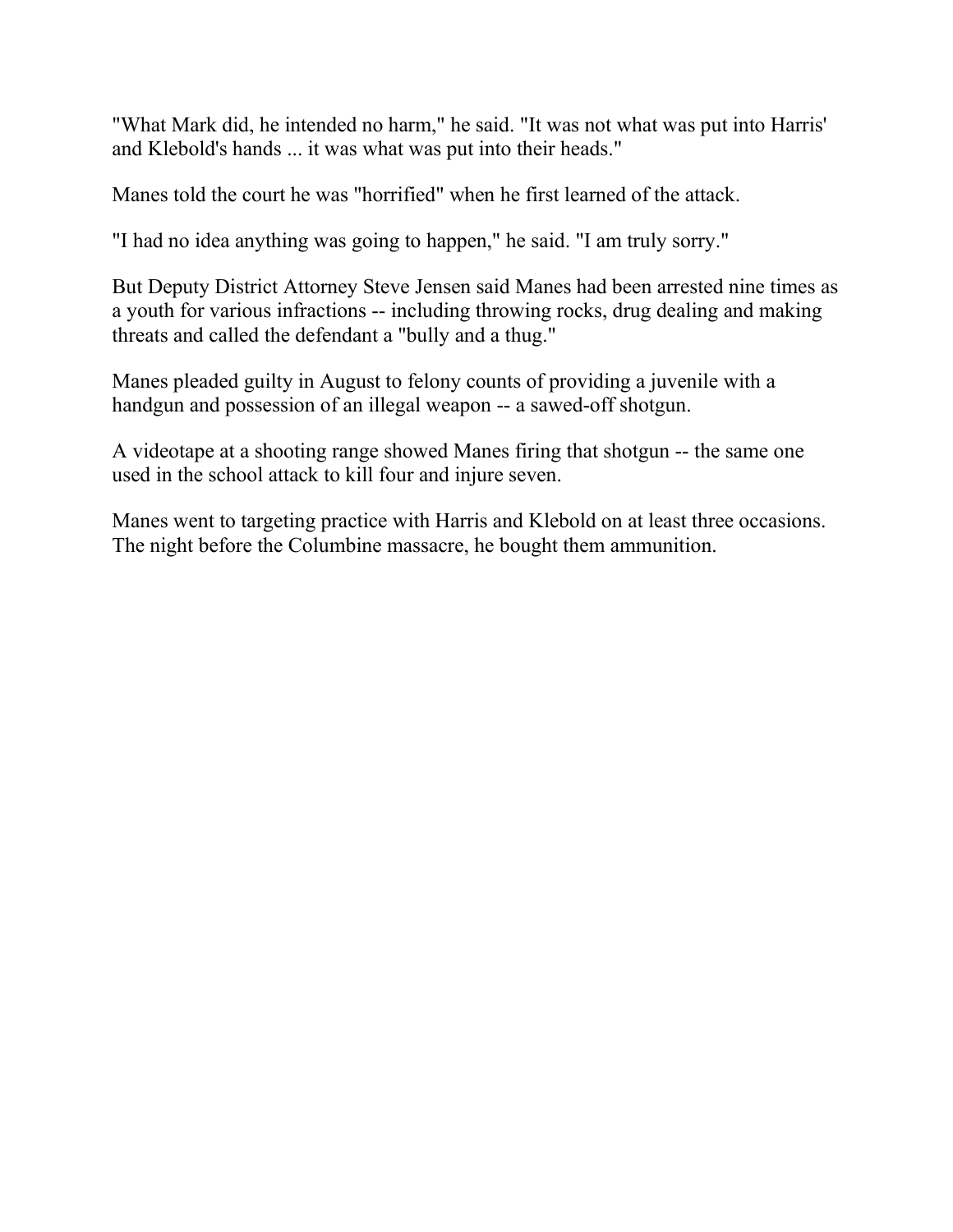"What Mark did, he intended no harm," he said. "It was not what was put into Harris' and Klebold's hands ... it was what was put into their heads."

Manes told the court he was "horrified" when he first learned of the attack.

"I had no idea anything was going to happen," he said. "I am truly sorry."

But Deputy District Attorney Steve Jensen said Manes had been arrested nine times as a youth for various infractions -- including throwing rocks, drug dealing and making threats and called the defendant a "bully and a thug."

Manes pleaded guilty in August to felony counts of providing a juvenile with a handgun and possession of an illegal weapon -- a sawed-off shotgun.

A videotape at a shooting range showed Manes firing that shotgun -- the same one used in the school attack to kill four and injure seven.

Manes went to targeting practice with Harris and Klebold on at least three occasions. The night before the Columbine massacre, he bought them ammunition.